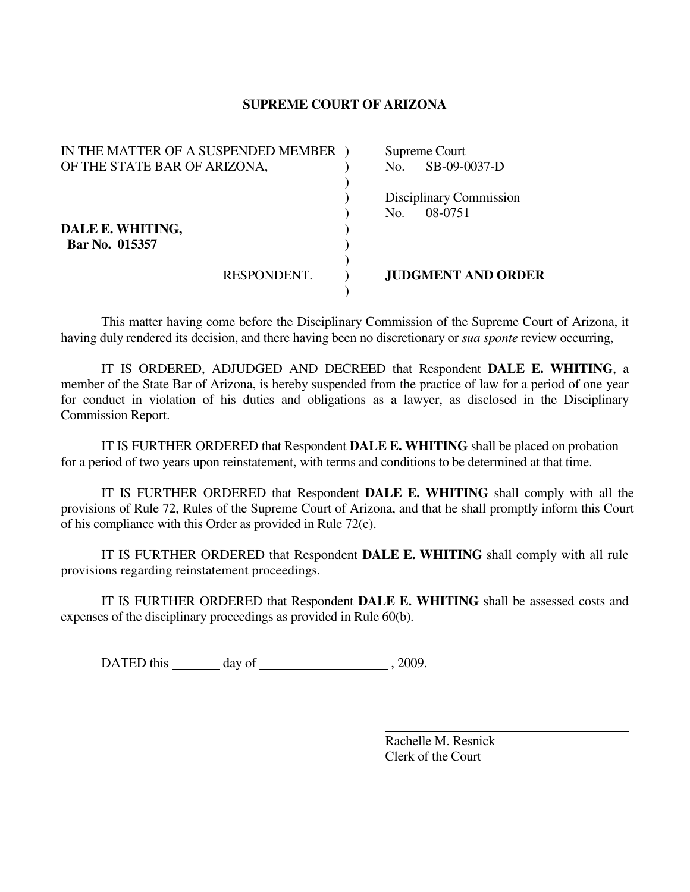# SUPREME COURT OF ARIZONA

| | |
|---|---|
| IN THE MATTER OF A SUSPENDED MEMBER OF THE STATE BAR OF ARIZONA, | Supreme Court No. SB-09-0037-D |
| | Disciplinary Commission No. 08-0751 |
| **DALE E. WHITING,** **Bar No. 015357** | |
| RESPONDENT. | **JUDGMENT AND ORDER** |

This matter having come before the Disciplinary Commission of the Supreme Court of Arizona, it having duly rendered its decision, and there having been no discretionary or *sua sponte* review occurring,

IT IS ORDERED, ADJUDGED AND DECREED that Respondent **DALE E. WHITING**, a member of the State Bar of Arizona, is hereby suspended from the practice of law for a period of one year for conduct in violation of his duties and obligations as a lawyer, as disclosed in the Disciplinary Commission Report.

IT IS FURTHER ORDERED that Respondent **DALE E. WHITING** shall be placed on probation for a period of two years upon reinstatement, with terms and conditions to be determined at that time.

IT IS FURTHER ORDERED that Respondent **DALE E. WHITING** shall comply with all the provisions of Rule 72, Rules of the Supreme Court of Arizona, and that he shall promptly inform this Court of his compliance with this Order as provided in Rule 72(e).

IT IS FURTHER ORDERED that Respondent **DALE E. WHITING** shall comply with all rule provisions regarding reinstatement proceedings.

IT IS FURTHER ORDERED that Respondent **DALE E. WHITING** shall be assessed costs and expenses of the disciplinary proceedings as provided in Rule 60(b).

DATED this ________ day of ____________________ , 2009.

\_\_\_\_\_\_\_\_\_\_\_\_\_\_\_\_\_\_\_\_\_\_\_\_\_\_\_\_\_\_\_\_\_\_

Rachelle M. Resnick
Clerk of the Court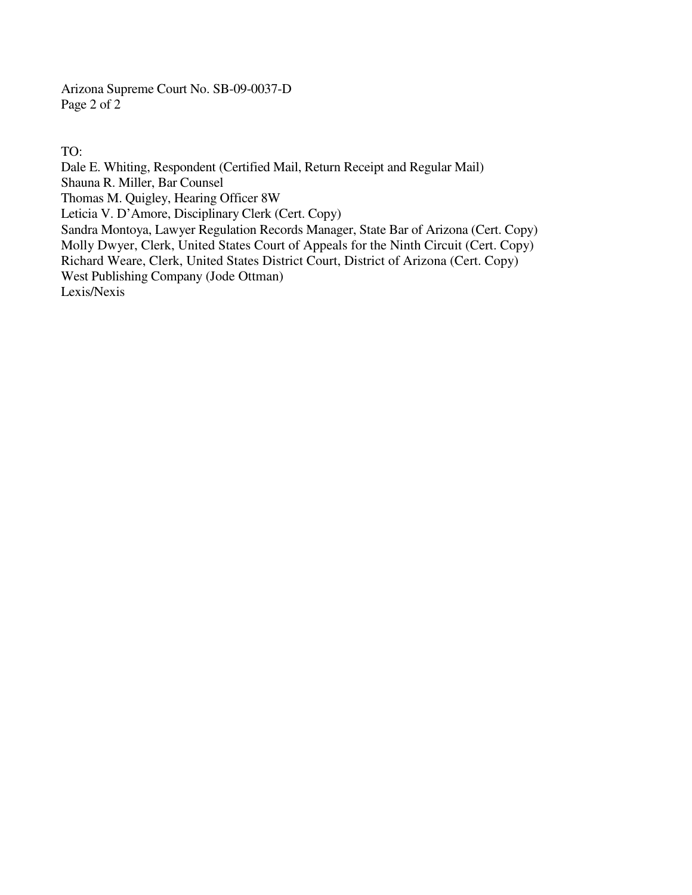TO:

Dale E. Whiting, Respondent (Certified Mail, Return Receipt and Regular Mail)
Shauna R. Miller, Bar Counsel
Thomas M. Quigley, Hearing Officer 8W
Leticia V. D'Amore, Disciplinary Clerk (Cert. Copy)
Sandra Montoya, Lawyer Regulation Records Manager, State Bar of Arizona (Cert. Copy)
Molly Dwyer, Clerk, United States Court of Appeals for the Ninth Circuit (Cert. Copy)
Richard Weare, Clerk, United States District Court, District of Arizona (Cert. Copy)
West Publishing Company (Jode Ottman)
Lexis/Nexis